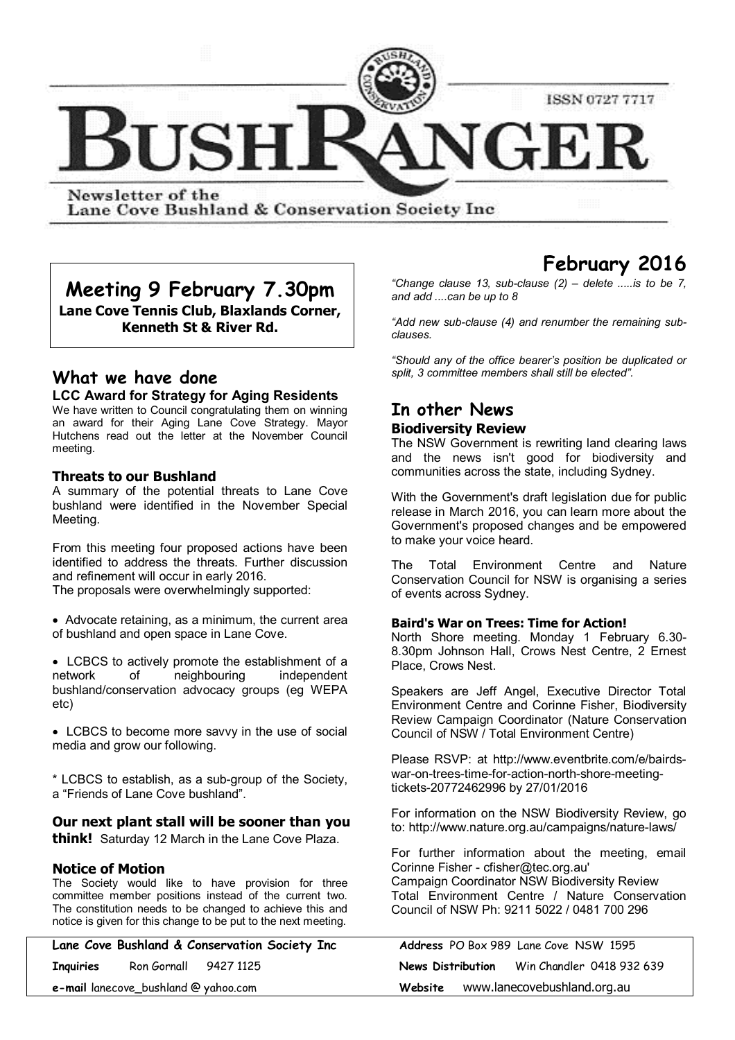# BUSHRANGER

ISSN 0727 7717

Newsletter of the Lane Cove Bushland & Conservation Society Inc

## Meeting 9 February 7.30pm

**Lane Cove Tennis Club, Blaxlands Corner, Kenneth St & River Rd.**

## What we have done

### LCC Award for Strategy for Aging Residents

We have written to Council congratulating them on winning an award for their Aging Lane Cove Strategy. Mayor Hutchens read out the letter at the November Council meeting.

### Threats to our Bushland

A summary of the potential threats to Lane Cove bushland were identified in the November Special Meeting.

From this meeting four proposed actions have been identified to address the threats. Further discussion and refinement will occur in early 2016.
The proposals were overwhelmingly supported:

- Advocate retaining, as a minimum, the current area of bushland and open space in Lane Cove.
- LCBCS to actively promote the establishment of a network of neighbouring independent bushland/conservation advocacy groups (eg WEPA etc)
- LCBCS to become more savvy in the use of social media and grow our following.

* LCBCS to establish, as a sub-group of the Society, a "Friends of Lane Cove bushland".

### Our next plant stall will be sooner than you think!

Saturday 12 March in the Lane Cove Plaza.

### Notice of Motion

The Society would like to have provision for three committee member positions instead of the current two. The constitution needs to be changed to achieve this and notice is given for this change to be put to the next meeting.

## February 2016

*"Change clause 13, sub-clause (2) – delete .....is to be 7, and add ....can be up to 8*

*"Add new sub-clause (4) and renumber the remaining sub-clauses.*

*"Should any of the office bearer's position be duplicated or split, 3 committee members shall still be elected".*

## In other News

### Biodiversity Review

The NSW Government is rewriting land clearing laws and the news isn't good for biodiversity and communities across the state, including Sydney.

With the Government's draft legislation due for public release in March 2016, you can learn more about the Government's proposed changes and be empowered to make your voice heard.

The Total Environment Centre and Nature Conservation Council for NSW is organising a series of events across Sydney.

**Baird's War on Trees: Time for Action!**
North Shore meeting. Monday 1 February 6.30-8.30pm Johnson Hall, Crows Nest Centre, 2 Ernest Place, Crows Nest.

Speakers are Jeff Angel, Executive Director Total Environment Centre and Corinne Fisher, Biodiversity Review Campaign Coordinator (Nature Conservation Council of NSW / Total Environment Centre)

Please RSVP: at http://www.eventbrite.com/e/bairds-war-on-trees-time-for-action-north-shore-meeting-tickets-20772462996 by 27/01/2016

For information on the NSW Biodiversity Review, go to: http://www.nature.org.au/campaigns/nature-laws/

For further information about the meeting, email Corinne Fisher - cfisher@tec.org.au'
Campaign Coordinator NSW Biodiversity Review
Total Environment Centre / Nature Conservation Council of NSW Ph: 9211 5022 / 0481 700 296

---

**Lane Cove Bushland & Conservation Society Inc**
**Inquiries** Ron Gornall 9427 1125
**e-mail** lanecove_bushland @ yahoo.com

**Address** PO Box 989 Lane Cove NSW 1595
**News Distribution** Win Chandler 0418 932 639
**Website** www.lanecovebushland.org.au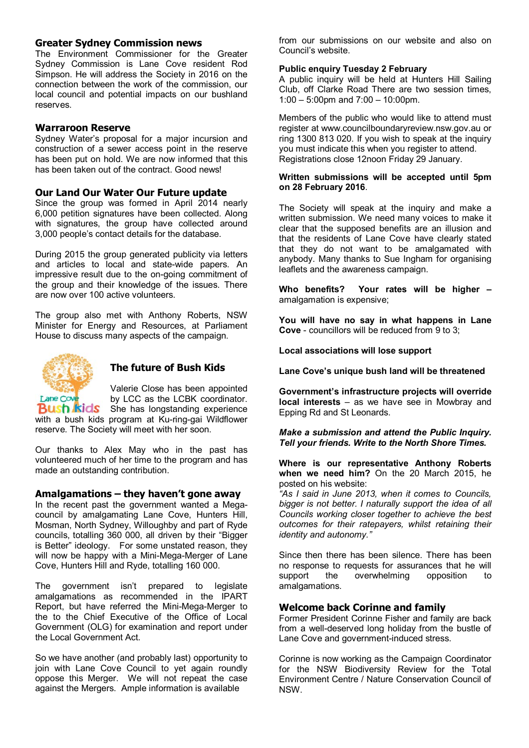## Greater Sydney Commission news

The Environment Commissioner for the Greater Sydney Commission is Lane Cove resident Rod Simpson. He will address the Society in 2016 on the connection between the work of the commission, our local council and potential impacts on our bushland reserves.

## Warraroon Reserve

Sydney Water's proposal for a major incursion and construction of a sewer access point in the reserve has been put on hold. We are now informed that this has been taken out of the contract. Good news!

## Our Land Our Water Our Future update

Since the group was formed in April 2014 nearly 6,000 petition signatures have been collected. Along with signatures, the group have collected around 3,000 people's contact details for the database.

During 2015 the group generated publicity via letters and articles to local and state-wide papers. An impressive result due to the on-going commitment of the group and their knowledge of the issues. There are now over 100 active volunteers.

The group also met with Anthony Roberts, NSW Minister for Energy and Resources, at Parliament House to discuss many aspects of the campaign.

## The future of Bush Kids

Valerie Close has been appointed by LCC as the LCBK coordinator. She has longstanding experience with a bush kids program at Ku-ring-gai Wildflower reserve. The Society will meet with her soon.

Our thanks to Alex May who in the past has volunteered much of her time to the program and has made an outstanding contribution.

## Amalgamations – they haven't gone away

In the recent past the government wanted a Mega-council by amalgamating Lane Cove, Hunters Hill, Mosman, North Sydney, Willoughby and part of Ryde councils, totalling 360 000, all driven by their "Bigger is Better" ideology. For some unstated reason, they will now be happy with a Mini-Mega-Merger of Lane Cove, Hunters Hill and Ryde, totalling 160 000.

The government isn't prepared to legislate amalgamations as recommended in the IPART Report, but have referred the Mini-Mega-Merger to the to the Chief Executive of the Office of Local Government (OLG) for examination and report under the Local Government Act.

So we have another (and probably last) opportunity to join with Lane Cove Council to yet again roundly oppose this Merger. We will not repeat the case against the Mergers. Ample information is available from our submissions on our website and also on Council's website.

**Public enquiry Tuesday 2 February**

A public inquiry will be held at Hunters Hill Sailing Club, off Clarke Road There are two session times, 1:00 – 5:00pm and 7:00 – 10:00pm.

Members of the public who would like to attend must register at www.councilboundaryreview.nsw.gov.au or ring 1300 813 020. If you wish to speak at the inquiry you must indicate this when you register to attend. Registrations close 12noon Friday 29 January.

**Written submissions will be accepted until 5pm on 28 February 2016**.

The Society will speak at the inquiry and make a written submission. We need many voices to make it clear that the supposed benefits are an illusion and that the residents of Lane Cove have clearly stated that they do not want to be amalgamated with anybody. Many thanks to Sue Ingham for organising leaflets and the awareness campaign.

**Who benefits? Your rates will be higher –** amalgamation is expensive;

**You will have no say in what happens in Lane Cove** - councillors will be reduced from 9 to 3;

**Local associations will lose support**

**Lane Cove's unique bush land will be threatened**

**Government's infrastructure projects will override local interests** – as we have see in Mowbray and Epping Rd and St Leonards.

***Make a submission and attend the Public Inquiry. Tell your friends. Write to the North Shore Times.***

**Where is our representative Anthony Roberts when we need him?** On the 20 March 2015, he posted on his website:

*"As I said in June 2013, when it comes to Councils, bigger is not better. I naturally support the idea of all Councils working closer together to achieve the best outcomes for their ratepayers, whilst retaining their identity and autonomy."*

Since then there has been silence. There has been no response to requests for assurances that he will support the overwhelming opposition to amalgamations.

## Welcome back Corinne and family

Former President Corinne Fisher and family are back from a well-deserved long holiday from the bustle of Lane Cove and government-induced stress.

Corinne is now working as the Campaign Coordinator for the NSW Biodiversity Review for the Total Environment Centre / Nature Conservation Council of NSW.